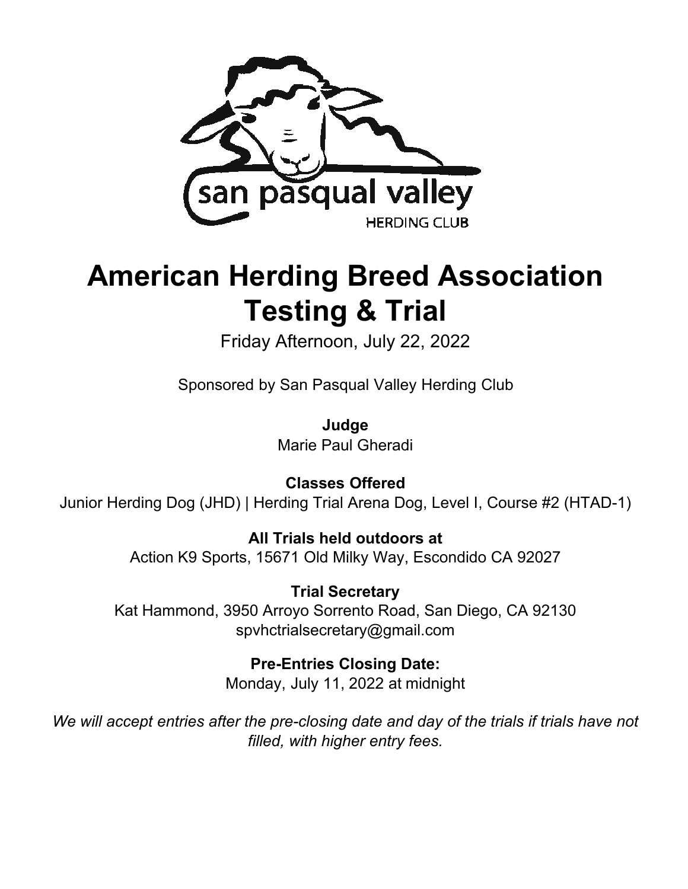san pasqual valley

HERDING CLUB

# American Herding Breed Association Testing & Trial

Friday Afternoon, July 22, 2022

Sponsored by San Pasqual Valley Herding Club

**Judge**
Marie Paul Gheradi

**Classes Offered**
Junior Herding Dog (JHD) | Herding Trial Arena Dog, Level I, Course #2 (HTAD-1)

**All Trials held outdoors at**
Action K9 Sports, 15671 Old Milky Way, Escondido CA 92027

**Trial Secretary**
Kat Hammond, 3950 Arroyo Sorrento Road, San Diego, CA 92130
spvhctrialsecretary@gmail.com

**Pre-Entries Closing Date:**
Monday, July 11, 2022 at midnight

*We will accept entries after the pre-closing date and day of the trials if trials have not filled, with higher entry fees.*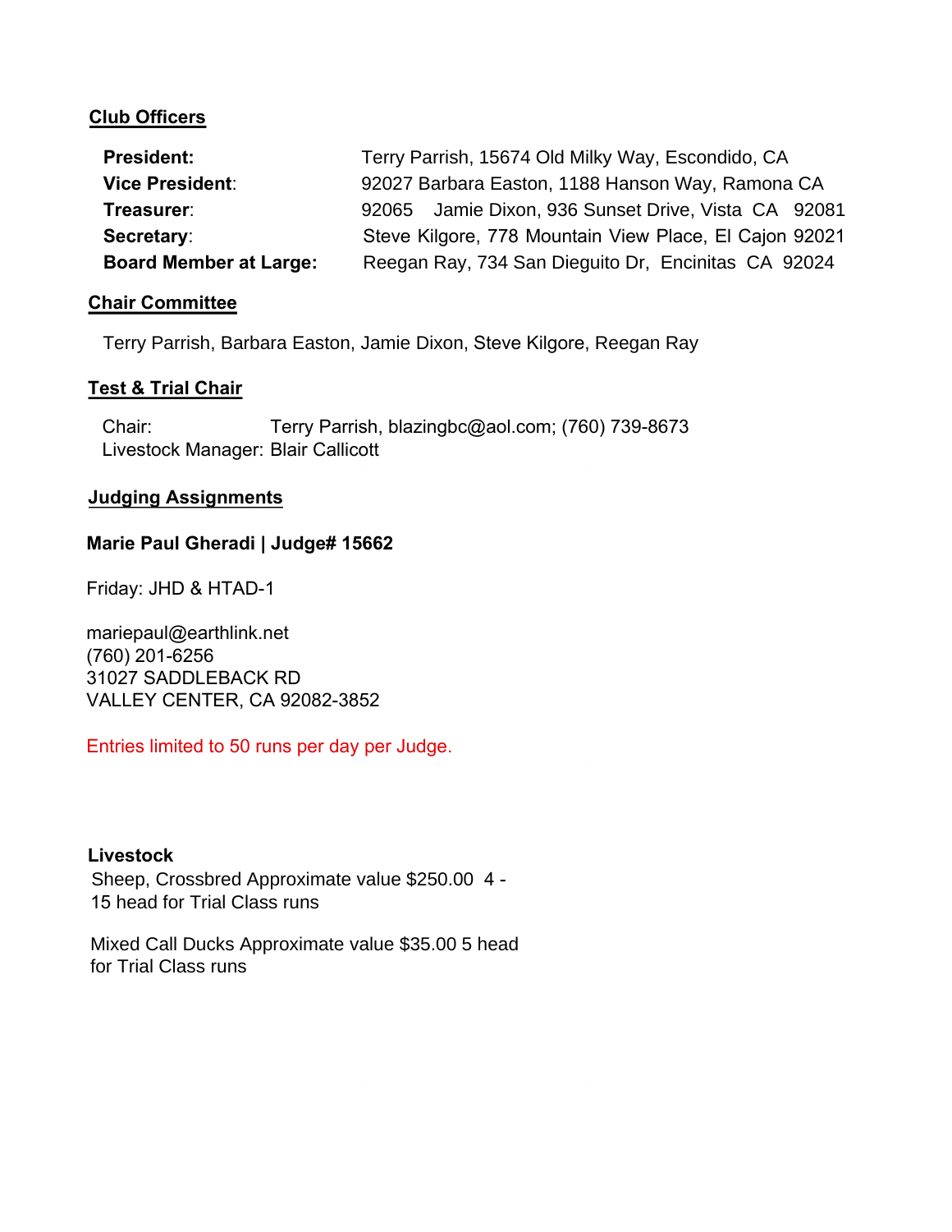## Club Officers

**President:** Terry Parrish, 15674 Old Milky Way, Escondido, CA
**Vice President**: 92027 Barbara Easton, 1188 Hanson Way, Ramona CA
**Treasurer**: 92065 Jamie Dixon, 936 Sunset Drive, Vista CA 92081
**Secretary**: Steve Kilgore, 778 Mountain View Place, El Cajon 92021
**Board Member at Large:** Reegan Ray, 734 San Dieguito Dr, Encinitas CA 92024

## Chair Committee

Terry Parrish, Barbara Easton, Jamie Dixon, Steve Kilgore, Reegan Ray

## Test & Trial Chair

Chair: Terry Parrish, blazingbc@aol.com; (760) 739-8673
Livestock Manager: Blair Callicott

## Judging Assignments

**Marie Paul Gheradi | Judge# 15662**

Friday: JHD & HTAD-1

mariepaul@earthlink.net
(760) 201-6256
31027 SADDLEBACK RD
VALLEY CENTER, CA 92082-3852

Entries limited to 50 runs per day per Judge.

**Livestock**
Sheep, Crossbred Approximate value $250.00 4 - 15 head for Trial Class runs

Mixed Call Ducks Approximate value $35.00 5 head for Trial Class runs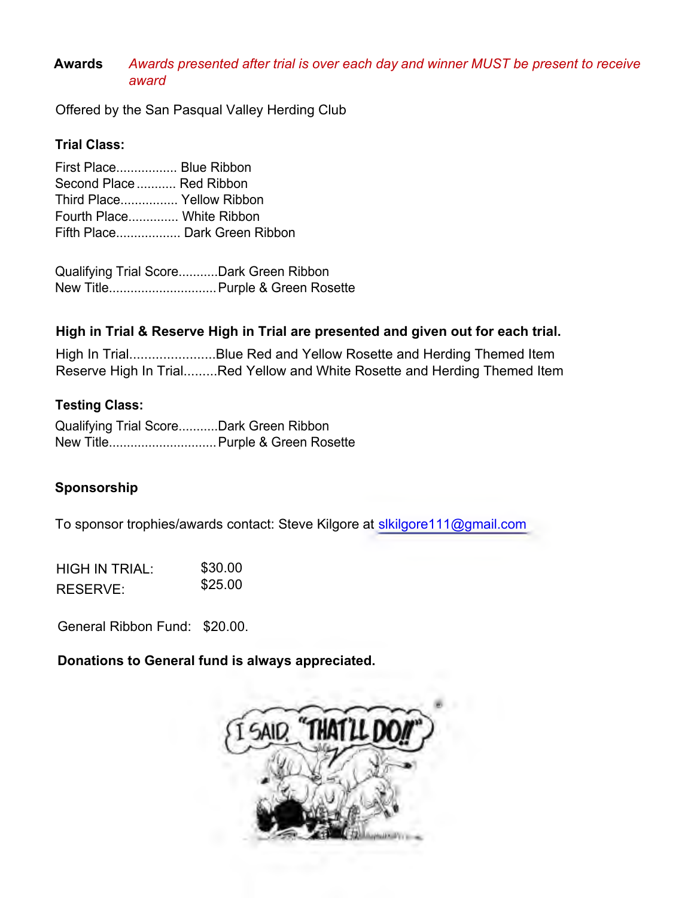**Awards** *Awards presented after trial is over each day and winner MUST be present to receive award*

Offered by the San Pasqual Valley Herding Club

**Trial Class:**

First Place................. Blue Ribbon
Second Place ........... Red Ribbon
Third Place................ Yellow Ribbon
Fourth Place.............. White Ribbon
Fifth Place.................. Dark Green Ribbon

Qualifying Trial Score...........Dark Green Ribbon
New Title.............................Purple & Green Rosette

**High in Trial & Reserve High in Trial are presented and given out for each trial.**

High In Trial.......................Blue Red and Yellow Rosette and Herding Themed Item
Reserve High In Trial.........Red Yellow and White Rosette and Herding Themed Item

**Testing Class:**

Qualifying Trial Score...........Dark Green Ribbon
New Title.............................Purple & Green Rosette

**Sponsorship**

To sponsor trophies/awards contact: Steve Kilgore at slkilgore111@gmail.com

HIGH IN TRIAL: $30.00
RESERVE: $25.00

General Ribbon Fund: $20.00.

**Donations to General fund is always appreciated.**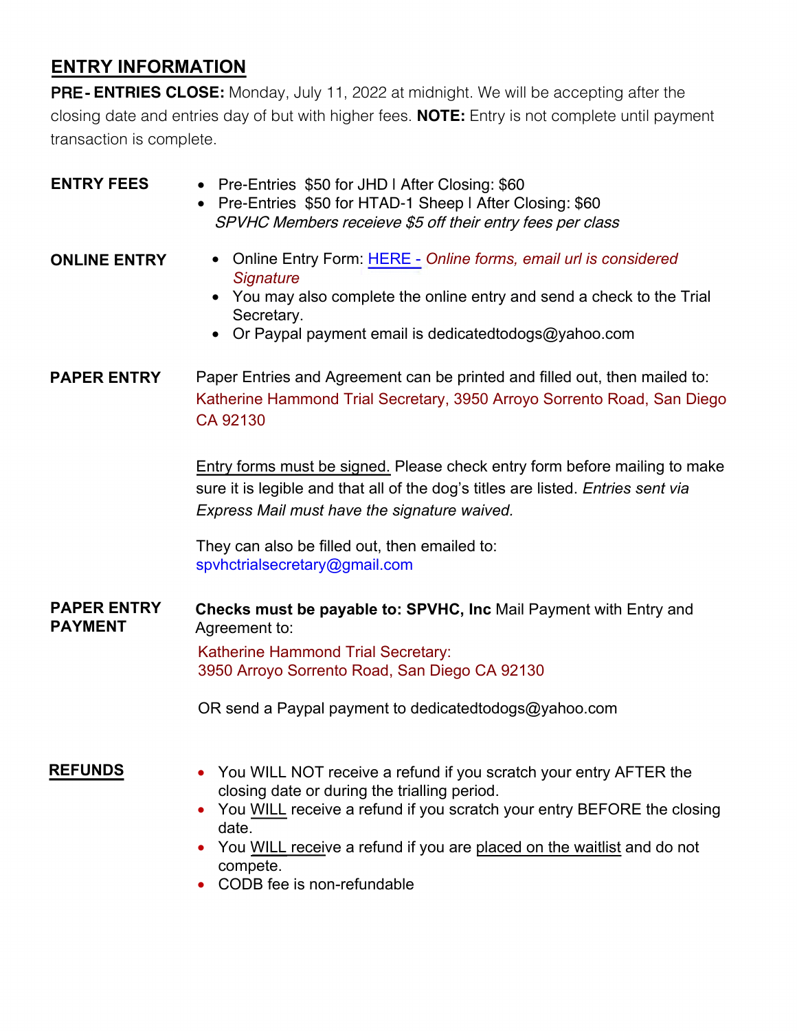## ENTRY INFORMATION

**PRE- ENTRIES CLOSE:** Monday, July 11, 2022 at midnight. We will be accepting after the closing date and entries day of but with higher fees. **NOTE:** Entry is not complete until payment transaction is complete.

**ENTRY FEES**

- Pre-Entries $50 for JHD l After Closing: $60
- Pre-Entries $50 for HTAD-1 Sheep l After Closing: $60

*SPVHC Members receieve $5 off their entry fees per class*

**ONLINE ENTRY**

- Online Entry Form: HERE - *Online forms, email url is considered Signature*
- You may also complete the online entry and send a check to the Trial Secretary.
- Or Paypal payment email is dedicatedtodogs@yahoo.com

**PAPER ENTRY**

Paper Entries and Agreement can be printed and filled out, then mailed to: Katherine Hammond Trial Secretary, 3950 Arroyo Sorrento Road, San Diego CA 92130

Entry forms must be signed. Please check entry form before mailing to make sure it is legible and that all of the dog's titles are listed. *Entries sent via Express Mail must have the signature waived.*

They can also be filled out, then emailed to: spvhctrialsecretary@gmail.com

**PAPER ENTRY PAYMENT**

**Checks must be payable to: SPVHC, Inc** Mail Payment with Entry and Agreement to:

Katherine Hammond Trial Secretary:
3950 Arroyo Sorrento Road, San Diego CA 92130

OR send a Paypal payment to dedicatedtodogs@yahoo.com

**REFUNDS**

- You WILL NOT receive a refund if you scratch your entry AFTER the closing date or during the trialling period.
- You WILL receive a refund if you scratch your entry BEFORE the closing date.
- You WILL receive a refund if you are placed on the waitlist and do not compete.
- CODB fee is non-refundable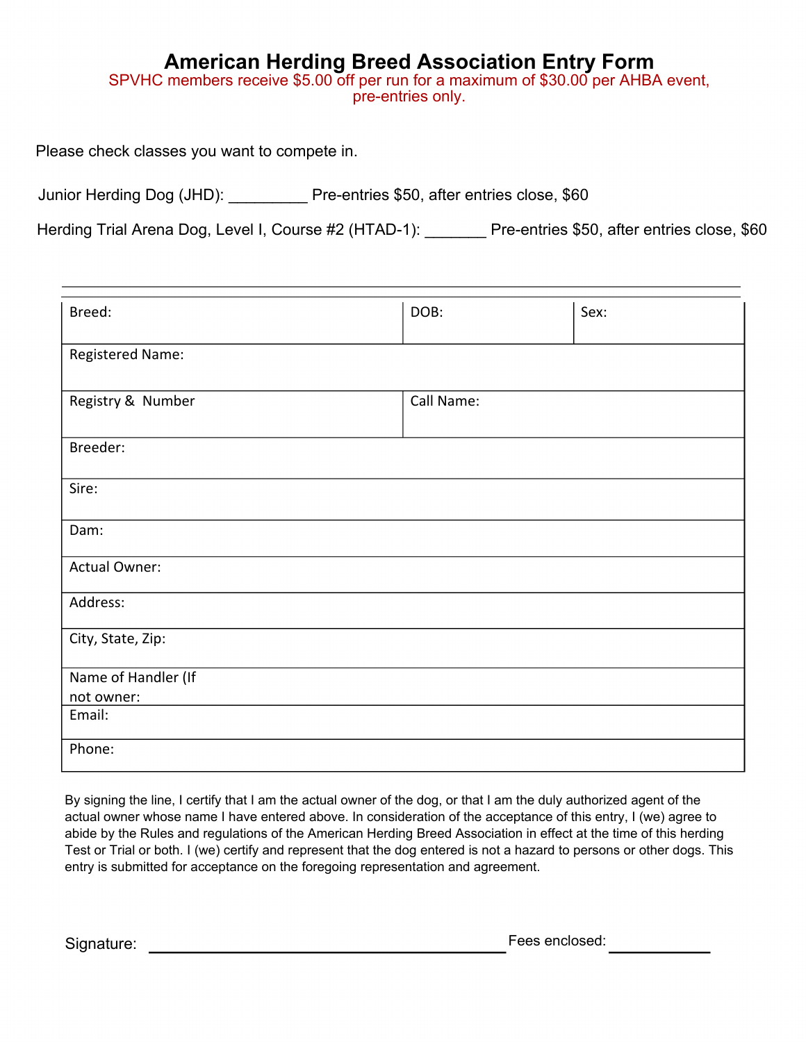# American Herding Breed Association Entry Form

SPVHC members receive $5.00 off per run for a maximum of $30.00 per AHBA event, pre-entries only.

Please check classes you want to compete in.

Junior Herding Dog (JHD): _________ Pre-entries $50, after entries close, $60

Herding Trial Arena Dog, Level I, Course #2 (HTAD-1): _______ Pre-entries $50, after entries close, $60

| Breed: | DOB: | Sex: |
|---|---|---|
| Registered Name: | | |
| Registry & Number | Call Name: | |
| Breeder: | | |
| Sire: | | |
| Dam: | | |
| Actual Owner: | | |
| Address: | | |
| City, State, Zip: | | |
| Name of Handler (If not owner: | | |
| Email: | | |
| Phone: | | |

By signing the line, I certify that I am the actual owner of the dog, or that I am the duly authorized agent of the actual owner whose name I have entered above. In consideration of the acceptance of this entry, I (we) agree to abide by the Rules and regulations of the American Herding Breed Association in effect at the time of this herding Test or Trial or both. I (we) certify and represent that the dog entered is not a hazard to persons or other dogs. This entry is submitted for acceptance on the foregoing representation and agreement.

Signature: ________________________________________ Fees enclosed: ___________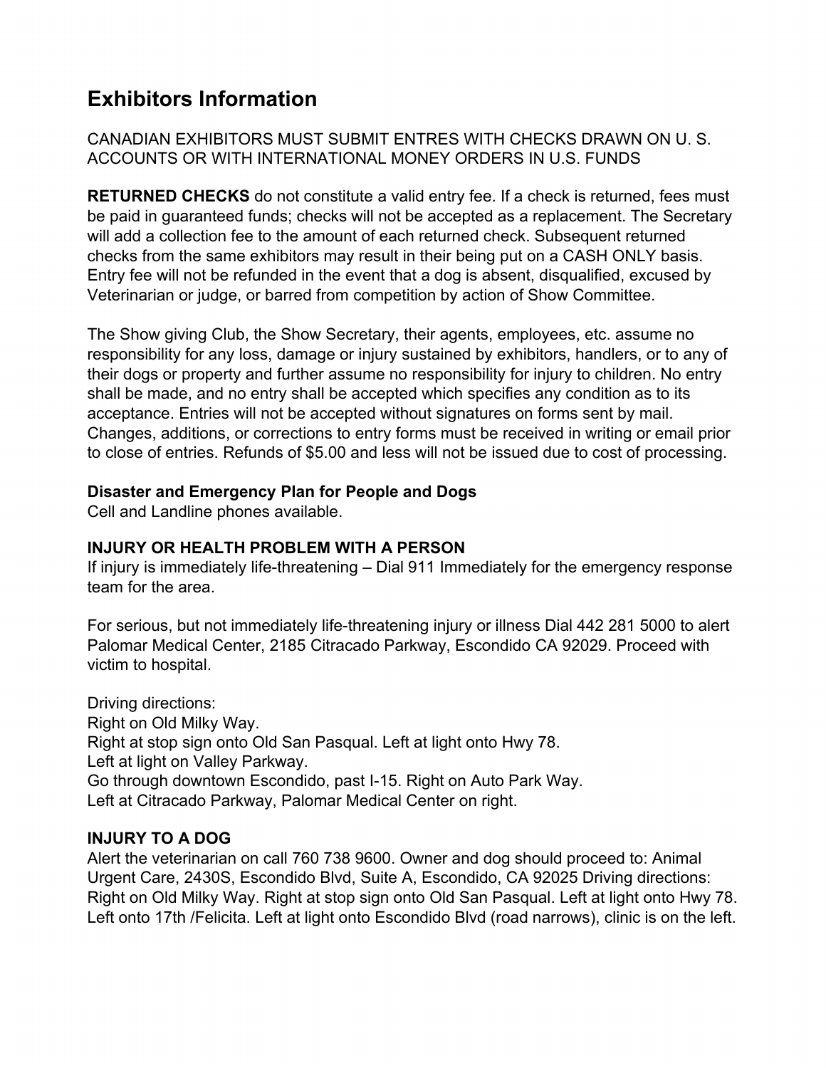# Exhibitors Information

CANADIAN EXHIBITORS MUST SUBMIT ENTRES WITH CHECKS DRAWN ON U. S. ACCOUNTS OR WITH INTERNATIONAL MONEY ORDERS IN U.S. FUNDS

**RETURNED CHECKS** do not constitute a valid entry fee. If a check is returned, fees must be paid in guaranteed funds; checks will not be accepted as a replacement. The Secretary will add a collection fee to the amount of each returned check. Subsequent returned checks from the same exhibitors may result in their being put on a CASH ONLY basis. Entry fee will not be refunded in the event that a dog is absent, disqualified, excused by Veterinarian or judge, or barred from competition by action of Show Committee.

The Show giving Club, the Show Secretary, their agents, employees, etc. assume no responsibility for any loss, damage or injury sustained by exhibitors, handlers, or to any of their dogs or property and further assume no responsibility for injury to children. No entry shall be made, and no entry shall be accepted which specifies any condition as to its acceptance. Entries will not be accepted without signatures on forms sent by mail. Changes, additions, or corrections to entry forms must be received in writing or email prior to close of entries. Refunds of $5.00 and less will not be issued due to cost of processing.

**Disaster and Emergency Plan for People and Dogs**
Cell and Landline phones available.

**INJURY OR HEALTH PROBLEM WITH A PERSON**
If injury is immediately life-threatening – Dial 911 Immediately for the emergency response team for the area.

For serious, but not immediately life-threatening injury or illness Dial 442 281 5000 to alert Palomar Medical Center, 2185 Citracado Parkway, Escondido CA 92029. Proceed with victim to hospital.

Driving directions:
Right on Old Milky Way.
Right at stop sign onto Old San Pasqual. Left at light onto Hwy 78.
Left at light on Valley Parkway.
Go through downtown Escondido, past I-15. Right on Auto Park Way.
Left at Citracado Parkway, Palomar Medical Center on right.

**INJURY TO A DOG**
Alert the veterinarian on call 760 738 9600. Owner and dog should proceed to: Animal Urgent Care, 2430S, Escondido Blvd, Suite A, Escondido, CA 92025 Driving directions: Right on Old Milky Way. Right at stop sign onto Old San Pasqual. Left at light onto Hwy 78. Left onto 17th /Felicita. Left at light onto Escondido Blvd (road narrows), clinic is on the left.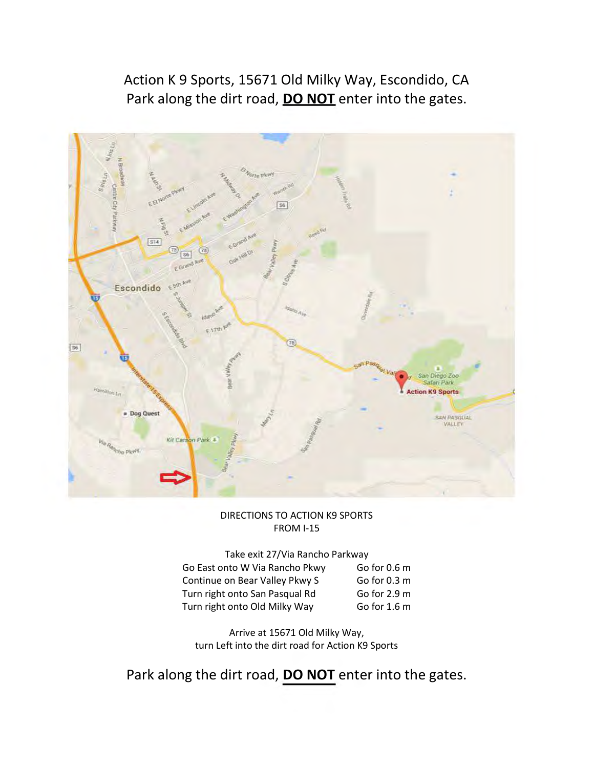Action K 9 Sports, 15671 Old Milky Way, Escondido, CA
Park along the dirt road, **DO NOT** enter into the gates.

DIRECTIONS TO ACTION K9 SPORTS
FROM I-15

Take exit 27/Via Rancho Parkway

| | |
|---|---|
| Go East onto W Via Rancho Pkwy | Go for 0.6 m |
| Continue on Bear Valley Pkwy S | Go for 0.3 m |
| Turn right onto San Pasqual Rd | Go for 2.9 m |
| Turn right onto Old Milky Way | Go for 1.6 m |

Arrive at 15671 Old Milky Way,
turn Left into the dirt road for Action K9 Sports

Park along the dirt road, **DO NOT** enter into the gates.